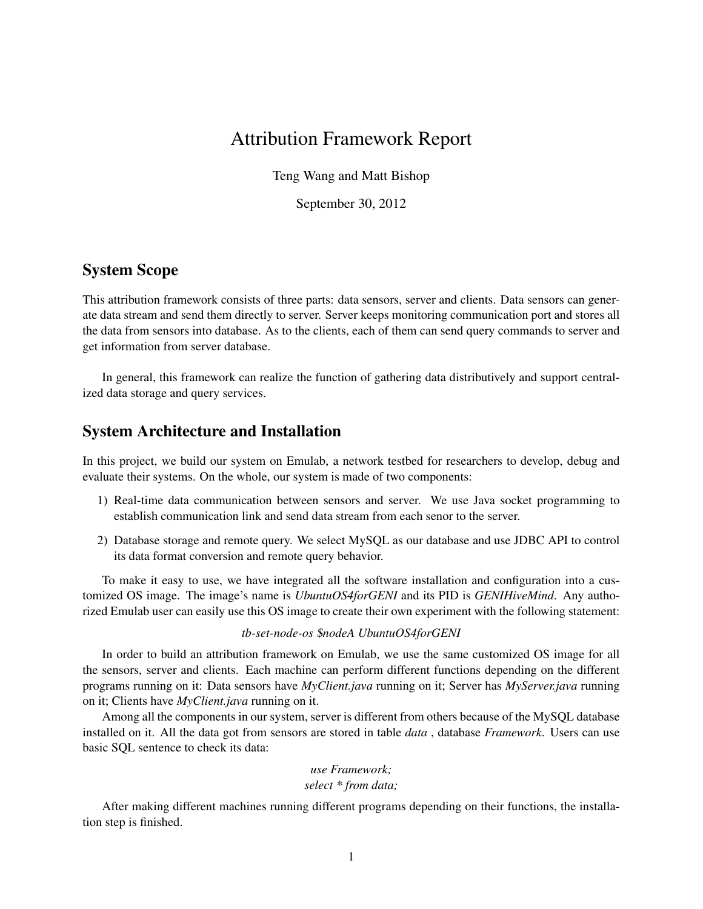# Attribution Framework Report

Teng Wang and Matt Bishop

September 30, 2012

## System Scope

This attribution framework consists of three parts: data sensors, server and clients. Data sensors can generate data stream and send them directly to server. Server keeps monitoring communication port and stores all the data from sensors into database. As to the clients, each of them can send query commands to server and get information from server database.

In general, this framework can realize the function of gathering data distributively and support centralized data storage and query services.

## System Architecture and Installation

In this project, we build our system on Emulab, a network testbed for researchers to develop, debug and evaluate their systems. On the whole, our system is made of two components:

1) Real-time data communication between sensors and server. We use Java socket programming to establish communication link and send data stream from each senor to the server.
2) Database storage and remote query. We select MySQL as our database and use JDBC API to control its data format conversion and remote query behavior.

To make it easy to use, we have integrated all the software installation and configuration into a customized OS image. The image's name is *UbuntuOS4forGENI* and its PID is *GENIHiveMind*. Any authorized Emulab user can easily use this OS image to create their own experiment with the following statement:

*tb-set-node-os $nodeA UbuntuOS4forGENI*

In order to build an attribution framework on Emulab, we use the same customized OS image for all the sensors, server and clients. Each machine can perform different functions depending on the different programs running on it: Data sensors have *MyClient.java* running on it; Server has *MyServer.java* running on it; Clients have *MyClient.java* running on it.

Among all the components in our system, server is different from others because of the MySQL database installed on it. All the data got from sensors are stored in table *data* , database *Framework*. Users can use basic SQL sentence to check its data:

*use Framework;*
*select * from data;*

After making different machines running different programs depending on their functions, the installation step is finished.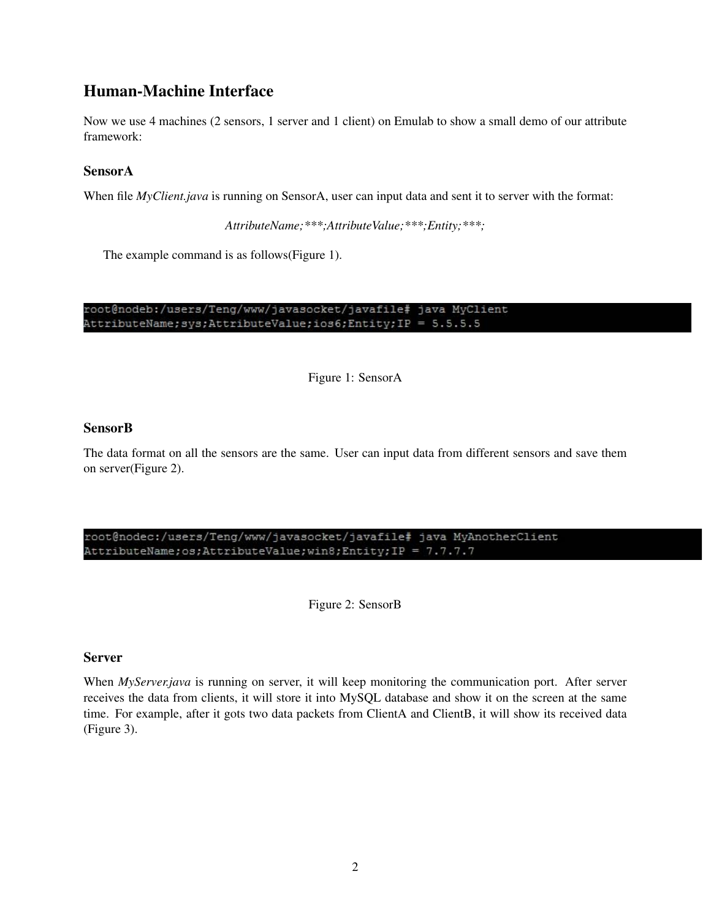## Human-Machine Interface

Now we use 4 machines (2 sensors, 1 server and 1 client) on Emulab to show a small demo of our attribute framework:

### SensorA

When file *MyClient.java* is running on SensorA, user can input data and sent it to server with the format:

*AttributeName;\*\*\*;AttributeValue;\*\*\*;Entity;\*\*\*;*

The example command is as follows(Figure 1).

```
root@nodeb:/users/Teng/www/javasocket/javafile# java MyClient
AttributeName;sys;AttributeValue;ios6;Entity;IP = 5.5.5.5
```

Figure 1: SensorA

### SensorB

The data format on all the sensors are the same. User can input data from different sensors and save them on server(Figure 2).

```
root@nodec:/users/Teng/www/javasocket/javafile# java MyAnotherClient
AttributeName;os;AttributeValue;win8;Entity;IP = 7.7.7.7
```

Figure 2: SensorB

### Server

When *MyServer.java* is running on server, it will keep monitoring the communication port. After server receives the data from clients, it will store it into MySQL database and show it on the screen at the same time. For example, after it gots two data packets from ClientA and ClientB, it will show its received data (Figure 3).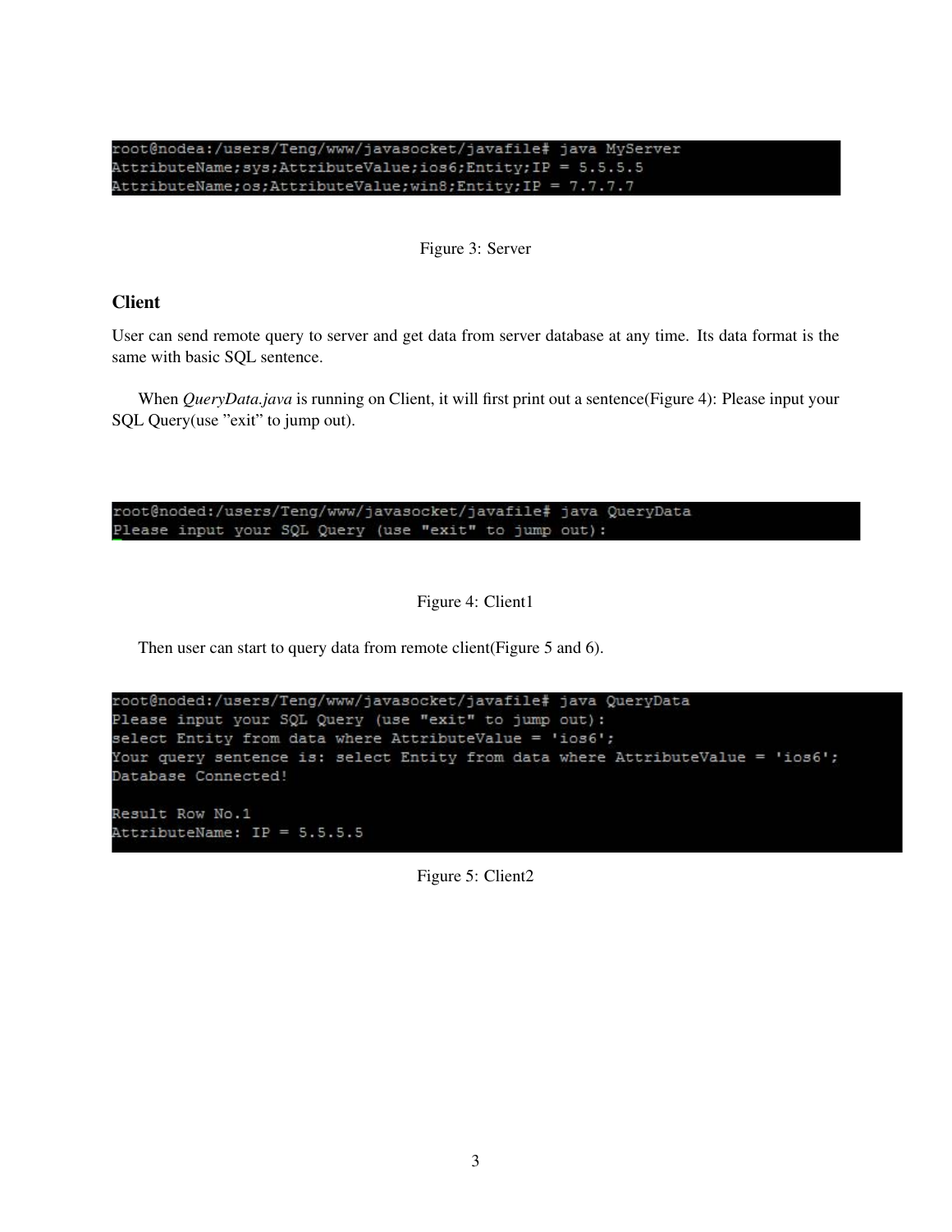```
root@nodea:/users/Teng/www/javasocket/javafile# java MyServer
AttributeName;sys;AttributeValue;ios6;Entity;IP = 5.5.5.5
AttributeName;os;AttributeValue;win8;Entity;IP = 7.7.7.7
```

Figure 3: Server

### Client

User can send remote query to server and get data from server database at any time. Its data format is the same with basic SQL sentence.

When *QueryData.java* is running on Client, it will first print out a sentence(Figure 4): Please input your SQL Query(use "exit" to jump out).

```
root@noded:/users/Teng/www/javasocket/javafile# java QueryData
Please input your SQL Query (use "exit" to jump out):
```

Figure 4: Client1

Then user can start to query data from remote client(Figure 5 and 6).

```
root@noded:/users/Teng/www/javasocket/javafile# java QueryData
Please input your SQL Query (use "exit" to jump out):
select Entity from data where AttributeValue = 'ios6';
Your query sentence is: select Entity from data where AttributeValue = 'ios6';
Database Connected!

Result Row No.1
AttributeName: IP = 5.5.5.5
```

Figure 5: Client2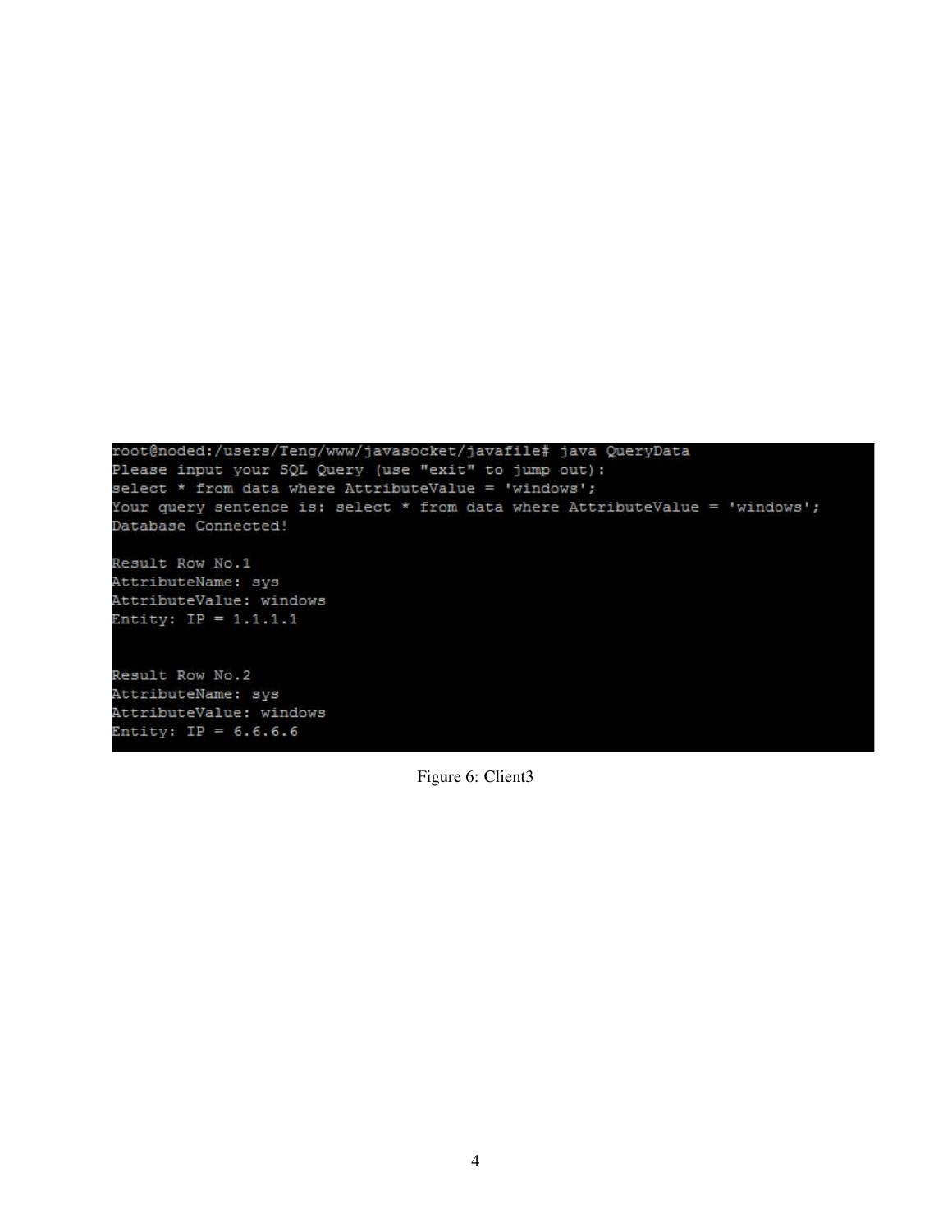```
root@noded:/users/Teng/www/javasocket/javafile# java QueryData
Please input your SQL Query (use "exit" to jump out):
select * from data where AttributeValue = 'windows';
Your query sentence is: select * from data where AttributeValue = 'windows';
Database Connected!

Result Row No.1
AttributeName: sys
AttributeValue: windows
Entity: IP = 1.1.1.1


Result Row No.2
AttributeName: sys
AttributeValue: windows
Entity: IP = 6.6.6.6
```

Figure 6: Client3